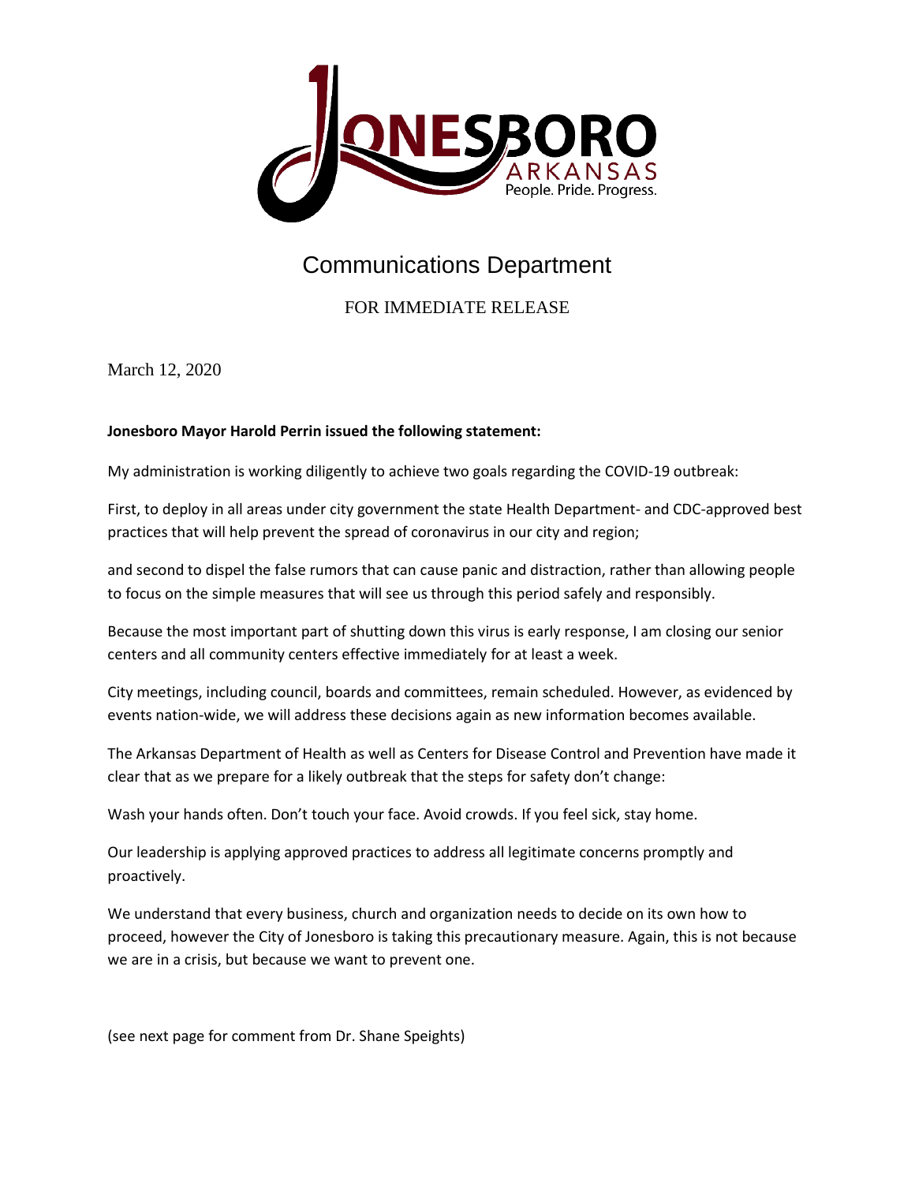JONESBORO ARKANSAS
People. Pride. Progress.

# Communications Department

FOR IMMEDIATE RELEASE

March 12, 2020

**Jonesboro Mayor Harold Perrin issued the following statement:**

My administration is working diligently to achieve two goals regarding the COVID-19 outbreak:

First, to deploy in all areas under city government the state Health Department- and CDC-approved best practices that will help prevent the spread of coronavirus in our city and region;

and second to dispel the false rumors that can cause panic and distraction, rather than allowing people to focus on the simple measures that will see us through this period safely and responsibly.

Because the most important part of shutting down this virus is early response, I am closing our senior centers and all community centers effective immediately for at least a week.

City meetings, including council, boards and committees, remain scheduled. However, as evidenced by events nation-wide, we will address these decisions again as new information becomes available.

The Arkansas Department of Health as well as Centers for Disease Control and Prevention have made it clear that as we prepare for a likely outbreak that the steps for safety don't change:

Wash your hands often. Don't touch your face. Avoid crowds. If you feel sick, stay home.

Our leadership is applying approved practices to address all legitimate concerns promptly and proactively.

We understand that every business, church and organization needs to decide on its own how to proceed, however the City of Jonesboro is taking this precautionary measure. Again, this is not because we are in a crisis, but because we want to prevent one.

(see next page for comment from Dr. Shane Speights)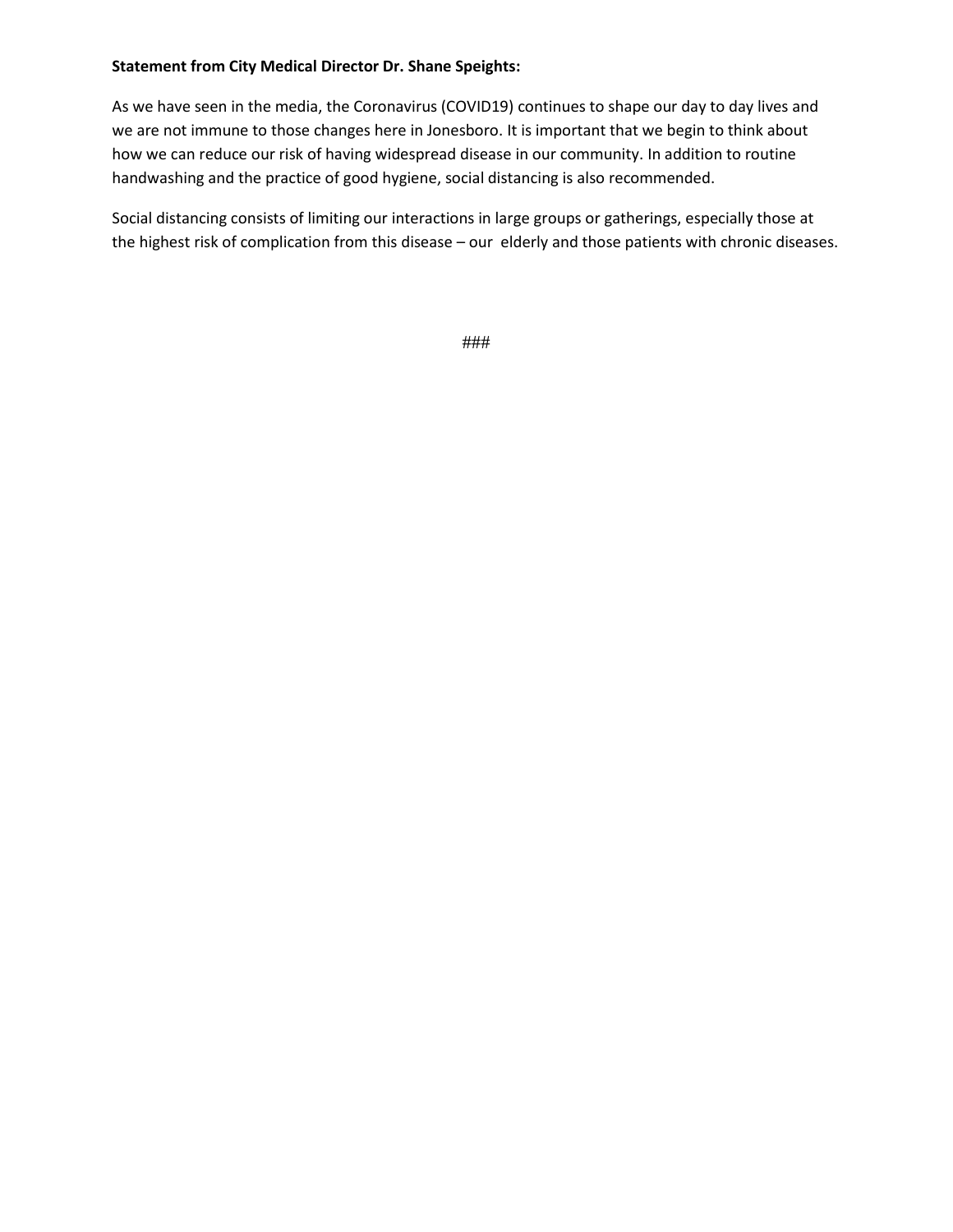**Statement from City Medical Director Dr. Shane Speights:**

As we have seen in the media, the Coronavirus (COVID19) continues to shape our day to day lives and we are not immune to those changes here in Jonesboro. It is important that we begin to think about how we can reduce our risk of having widespread disease in our community. In addition to routine handwashing and the practice of good hygiene, social distancing is also recommended.

Social distancing consists of limiting our interactions in large groups or gatherings, especially those at the highest risk of complication from this disease – our elderly and those patients with chronic diseases.

###